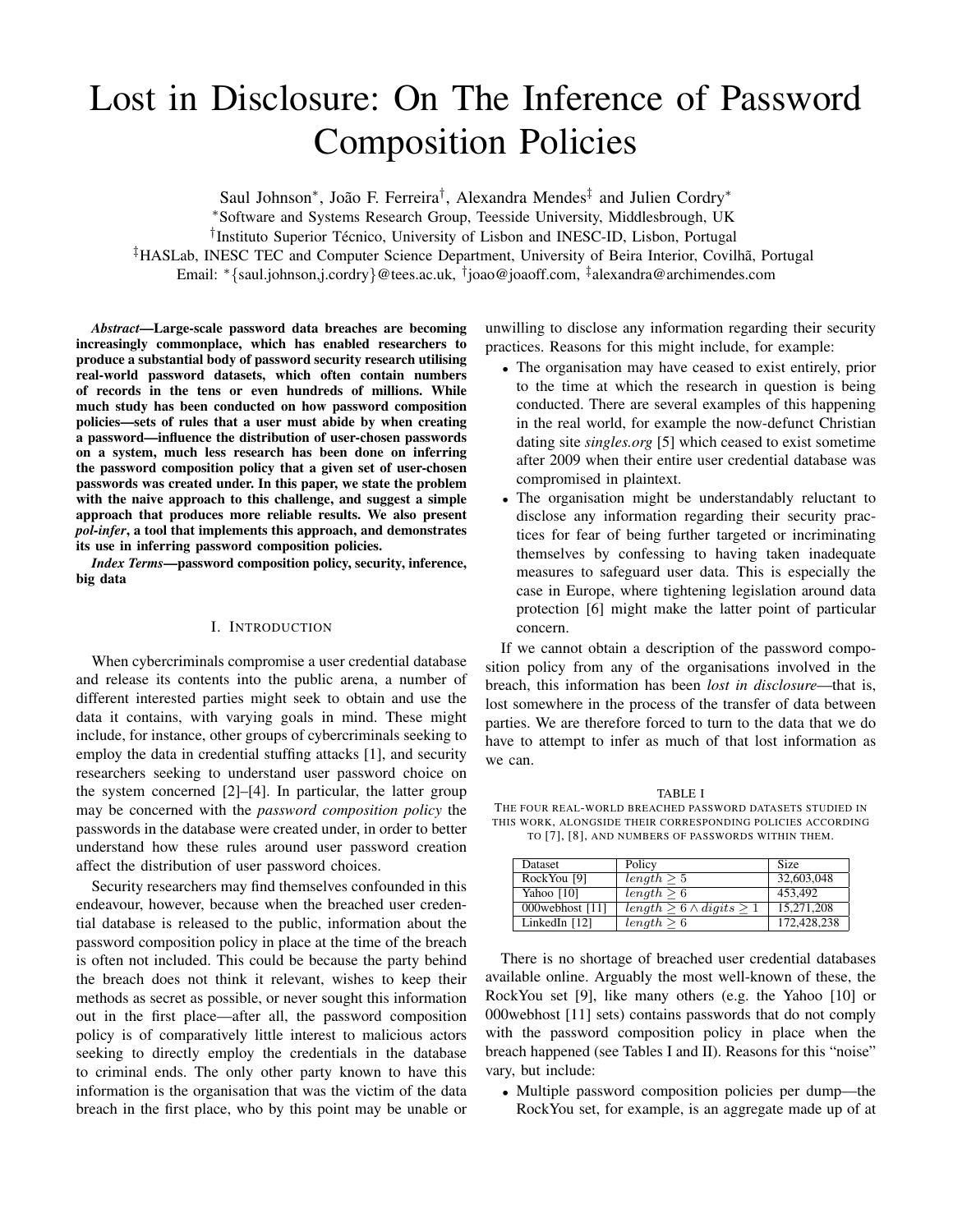# Lost in Disclosure: On The Inference of Password Composition Policies

Saul Johnson*, João F. Ferreira†, Alexandra Mendes‡ and Julien Cordry*

*Software and Systems Research Group, Teesside University, Middlesbrough, UK

†Instituto Superior Técnico, University of Lisbon and INESC-ID, Lisbon, Portugal

‡HASLab, INESC TEC and Computer Science Department, University of Beira Interior, Covilhã, Portugal

Email: *{saul.johnson,j.cordry}@tees.ac.uk, †joao@joaoff.com, ‡alexandra@archimendes.com

***Abstract*—Large-scale password data breaches are becoming increasingly commonplace, which has enabled researchers to produce a substantial body of password security research utilising real-world password datasets, which often contain numbers of records in the tens or even hundreds of millions. While much study has been conducted on how password composition policies—sets of rules that a user must abide by when creating a password—influence the distribution of user-chosen passwords on a system, much less research has been done on inferring the password composition policy that a given set of user-chosen passwords was created under. In this paper, we state the problem with the naive approach to this challenge, and suggest a simple approach that produces more reliable results. We also present *pol-infer*, a tool that implements this approach, and demonstrates its use in inferring password composition policies.**

***Index Terms*—password composition policy, security, inference, big data**

## I. Introduction

When cybercriminals compromise a user credential database and release its contents into the public arena, a number of different interested parties might seek to obtain and use the data it contains, with varying goals in mind. These might include, for instance, other groups of cybercriminals seeking to employ the data in credential stuffing attacks [1], and security researchers seeking to understand user password choice on the system concerned [2]–[4]. In particular, the latter group may be concerned with the *password composition policy* the passwords in the database were created under, in order to better understand how these rules around user password creation affect the distribution of user password choices.

Security researchers may find themselves confounded in this endeavour, however, because when the breached user credential database is released to the public, information about the password composition policy in place at the time of the breach is often not included. This could be because the party behind the breach does not think it relevant, wishes to keep their methods as secret as possible, or never sought this information out in the first place—after all, the password composition policy is of comparatively little interest to malicious actors seeking to directly employ the credentials in the database to criminal ends. The only other party known to have this information is the organisation that was the victim of the data breach in the first place, who by this point may be unable or unwilling to disclose any information regarding their security practices. Reasons for this might include, for example:

- The organisation may have ceased to exist entirely, prior to the time at which the research in question is being conducted. There are several examples of this happening in the real world, for example the now-defunct Christian dating site *singles.org* [5] which ceased to exist sometime after 2009 when their entire user credential database was compromised in plaintext.
- The organisation might be understandably reluctant to disclose any information regarding their security practices for fear of being further targeted or incriminating themselves by confessing to having taken inadequate measures to safeguard user data. This is especially the case in Europe, where tightening legislation around data protection [6] might make the latter point of particular concern.

If we cannot obtain a description of the password composition policy from any of the organisations involved in the breach, this information has been *lost in disclosure*—that is, lost somewhere in the process of the transfer of data between parties. We are therefore forced to turn to the data that we do have to attempt to infer as much of that lost information as we can.

TABLE I

The four real-world breached password datasets studied in this work, alongside their corresponding policies according to [7], [8], and numbers of passwords within them.

| Dataset | Policy | Size |
|---|---|---|
| RockYou [9] | $length \geq 5$ | 32,603,048 |
| Yahoo [10] | $length \geq 6$ | 453,492 |
| 000webhost [11] | $length \geq 6 \wedge digits \geq 1$ | 15,271,208 |
| LinkedIn [12] | $length \geq 6$ | 172,428,238 |

There is no shortage of breached user credential databases available online. Arguably the most well-known of these, the RockYou set [9], like many others (e.g. the Yahoo [10] or 000webhost [11] sets) contains passwords that do not comply with the password composition policy in place when the breach happened (see Tables I and II). Reasons for this "noise" vary, but include:

- Multiple password composition policies per dump—the RockYou set, for example, is an aggregate made up of at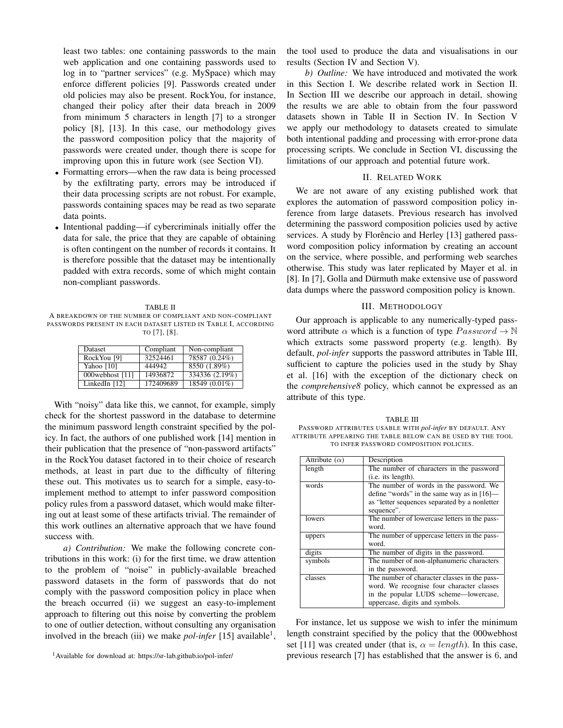least two tables: one containing passwords to the main web application and one containing passwords used to log in to "partner services" (e.g. MySpace) which may enforce different policies [9]. Passwords created under old policies may also be present. RockYou, for instance, changed their policy after their data breach in 2009 from minimum 5 characters in length [7] to a stronger policy [8], [13]. In this case, our methodology gives the password composition policy that the majority of passwords were created under, though there is scope for improving upon this in future work (see Section VI).

- Formatting errors—when the raw data is being processed by the exfiltrating party, errors may be introduced if their data processing scripts are not robust. For example, passwords containing spaces may be read as two separate data points.
- Intentional padding—if cybercriminals initially offer the data for sale, the price that they are capable of obtaining is often contingent on the number of records it contains. It is therefore possible that the dataset may be intentionally padded with extra records, some of which might contain non-compliant passwords.

TABLE II
A BREAKDOWN OF THE NUMBER OF COMPLIANT AND NON-COMPLIANT PASSWORDS PRESENT IN EACH DATASET LISTED IN TABLE I, ACCORDING TO [7], [8].

| Dataset | Compliant | Non-compliant |
|---|---|---|
| RockYou [9] | 32524461 | 78587 (0.24%) |
| Yahoo [10] | 444942 | 8550 (1.89%) |
| 000webhost [11] | 14936872 | 334336 (2.19%) |
| LinkedIn [12] | 172409689 | 18549 (0.01%) |

With "noisy" data like this, we cannot, for example, simply check for the shortest password in the database to determine the minimum password length constraint specified by the policy. In fact, the authors of one published work [14] mention in their publication that the presence of "non-password artifacts" in the RockYou dataset factored in to their choice of research methods, at least in part due to the difficulty of filtering these out. This motivates us to search for a simple, easy-to-implement method to attempt to infer password composition policy rules from a password dataset, which would make filtering out at least some of these artifacts trivial. The remainder of this work outlines an alternative approach that we have found success with.

*a) Contribution:* We make the following concrete contributions in this work: (i) for the first time, we draw attention to the problem of "noise" in publicly-available breached password datasets in the form of passwords that do not comply with the password composition policy in place when the breach occurred (ii) we suggest an easy-to-implement approach to filtering out this noise by converting the problem to one of outlier detection, without consulting any organisation involved in the breach (iii) we make *pol-infer* [15] available[1], the tool used to produce the data and visualisations in our results (Section IV and Section V).

*b) Outline:* We have introduced and motivated the work in this Section I. We describe related work in Section II. In Section III we describe our approach in detail, showing the results we are able to obtain from the four password datasets shown in Table II in Section IV. In Section V we apply our methodology to datasets created to simulate both intentional padding and processing with error-prone data processing scripts. We conclude in Section VI, discussing the limitations of our approach and potential future work.

[1]Available for download at: https://sr-lab.github.io/pol-infer/

## II. Related Work

We are not aware of any existing published work that explores the automation of password composition policy inference from large datasets. Previous research has involved determining the password composition policies used by active services. A study by Florêncio and Herley [13] gathered password composition policy information by creating an account on the service, where possible, and performing web searches otherwise. This study was later replicated by Mayer et al. in [8]. In [7], Golla and Dürmuth make extensive use of password data dumps where the password composition policy is known.

## III. Methodology

Our approach is applicable to any numerically-typed password attribute $\alpha$ which is a function of type $Password \to \mathbb{N}$ which extracts some password property (e.g. length). By default, *pol-infer* supports the password attributes in Table III, sufficient to capture the policies used in the study by Shay et al. [16] with the exception of the dictionary check on the *comprehensive8* policy, which cannot be expressed as an attribute of this type.

TABLE III
PASSWORD ATTRIBUTES USABLE WITH *pol-infer* BY DEFAULT. ANY ATTRIBUTE APPEARING THE TABLE BELOW CAN BE USED BY THE TOOL TO INFER PASSWORD COMPOSITION POLICIES.

| Attribute ($\alpha$) | Description |
|---|---|
| length | The number of characters in the password (i.e. its length). |
| words | The number of words in the password. We define "words" in the same way as in [16]—as "letter sequences separated by a nonletter sequence". |
| lowers | The number of lowercase letters in the password. |
| uppers | The number of uppercase letters in the password. |
| digits | The number of digits in the password. |
| symbols | The number of non-alphanumeric characters in the password. |
| classes | The number of character classes in the password. We recognise four character classes in the popular LUDS scheme—lowercase, uppercase, digits and symbols. |

For instance, let us suppose we wish to infer the minimum length constraint specified by the policy that the 000webhost set [11] was created under (that is, $\alpha = length$). In this case, previous research [7] has established that the answer is 6, and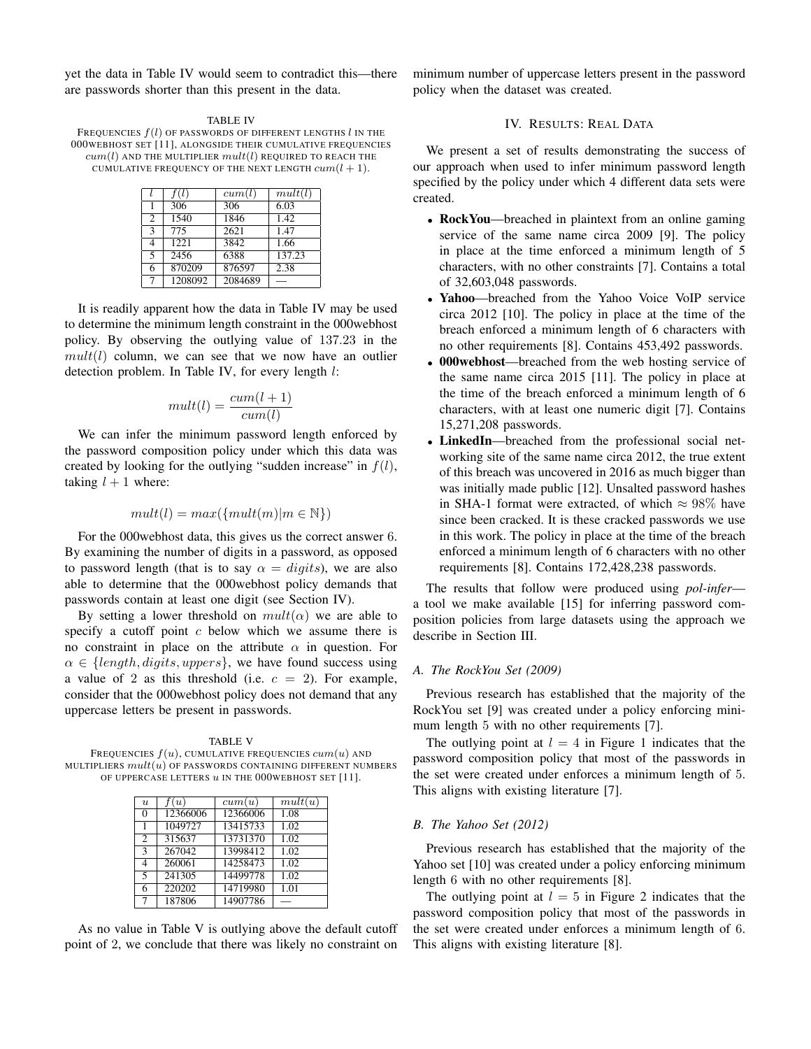yet the data in Table IV would seem to contradict this—there are passwords shorter than this present in the data.

TABLE IV
FREQUENCIES $f(l)$ OF PASSWORDS OF DIFFERENT LENGTHS $l$ IN THE 000WEBHOST SET [11], ALONGSIDE THEIR CUMULATIVE FREQUENCIES $cum(l)$ AND THE MULTIPLIER $mult(l)$ REQUIRED TO REACH THE CUMULATIVE FREQUENCY OF THE NEXT LENGTH $cum(l + 1)$.

| $l$ | $f(l)$ | $cum(l)$ | $mult(l)$ |
|---|---|---|---|
| 1 | 306 | 306 | 6.03 |
| 2 | 1540 | 1846 | 1.42 |
| 3 | 775 | 2621 | 1.47 |
| 4 | 1221 | 3842 | 1.66 |
| 5 | 2456 | 6388 | 137.23 |
| 6 | 870209 | 876597 | 2.38 |
| 7 | 1208092 | 2084689 | — |

It is readily apparent how the data in Table IV may be used to determine the minimum length constraint in the 000webhost policy. By observing the outlying value of 137.23 in the $mult(l)$ column, we can see that we now have an outlier detection problem. In Table IV, for every length $l$:

$$mult(l) = \frac{cum(l+1)}{cum(l)}$$

We can infer the minimum password length enforced by the password composition policy under which this data was created by looking for the outlying "sudden increase" in $f(l)$, taking $l + 1$ where:

$$mult(l) = max(\{mult(m) | m \in \mathbb{N}\})$$

For the 000webhost data, this gives us the correct answer 6. By examining the number of digits in a password, as opposed to password length (that is to say $\alpha = digits$), we are also able to determine that the 000webhost policy demands that passwords contain at least one digit (see Section IV).

By setting a lower threshold on $mult(\alpha)$ we are able to specify a cutoff point $c$ below which we assume there is no constraint in place on the attribute $\alpha$ in question. For $\alpha \in \{length, digits, uppers\}$, we have found success using a value of 2 as this threshold (i.e. $c = 2$). For example, consider that the 000webhost policy does not demand that any uppercase letters be present in passwords.

TABLE V
FREQUENCIES $f(u)$, CUMULATIVE FREQUENCIES $cum(u)$ AND MULTIPLIERS $mult(u)$ OF PASSWORDS CONTAINING DIFFERENT NUMBERS OF UPPERCASE LETTERS $u$ IN THE 000WEBHOST SET [11].

| $u$ | $f(u)$ | $cum(u)$ | $mult(u)$ |
|---|---|---|---|
| 0 | 12366006 | 12366006 | 1.08 |
| 1 | 1049727 | 13415733 | 1.02 |
| 2 | 315637 | 13731370 | 1.02 |
| 3 | 267042 | 13998412 | 1.02 |
| 4 | 260061 | 14258473 | 1.02 |
| 5 | 241305 | 14499778 | 1.02 |
| 6 | 220202 | 14719980 | 1.01 |
| 7 | 187806 | 14907786 | — |

As no value in Table V is outlying above the default cutoff point of 2, we conclude that there was likely no constraint on minimum number of uppercase letters present in the password policy when the dataset was created.

## IV. Results: Real Data

We present a set of results demonstrating the success of our approach when used to infer minimum password length specified by the policy under which 4 different data sets were created.

- **RockYou**—breached in plaintext from an online gaming service of the same name circa 2009 [9]. The policy in place at the time enforced a minimum length of 5 characters, with no other constraints [7]. Contains a total of 32,603,048 passwords.
- **Yahoo**—breached from the Yahoo Voice VoIP service circa 2012 [10]. The policy in place at the time of the breach enforced a minimum length of 6 characters with no other requirements [8]. Contains 453,492 passwords.
- **000webhost**—breached from the web hosting service of the same name circa 2015 [11]. The policy in place at the time of the breach enforced a minimum length of 6 characters, with at least one numeric digit [7]. Contains 15,271,208 passwords.
- **LinkedIn**—breached from the professional social networking site of the same name circa 2012, the true extent of this breach was uncovered in 2016 as much bigger than was initially made public [12]. Unsalted password hashes in SHA-1 format were extracted, of which $\approx 98\%$ have since been cracked. It is these cracked passwords we use in this work. The policy in place at the time of the breach enforced a minimum length of 6 characters with no other requirements [8]. Contains 172,428,238 passwords.

The results that follow were produced using *pol-infer*—a tool we make available [15] for inferring password composition policies from large datasets using the approach we describe in Section III.

### A. The RockYou Set (2009)

Previous research has established that the majority of the RockYou set [9] was created under a policy enforcing minimum length 5 with no other requirements [7].

The outlying point at $l = 4$ in Figure 1 indicates that the password composition policy that most of the passwords in the set were created under enforces a minimum length of 5. This aligns with existing literature [7].

### B. The Yahoo Set (2012)

Previous research has established that the majority of the Yahoo set [10] was created under a policy enforcing minimum length 6 with no other requirements [8].

The outlying point at $l = 5$ in Figure 2 indicates that the password composition policy that most of the passwords in the set were created under enforces a minimum length of 6. This aligns with existing literature [8].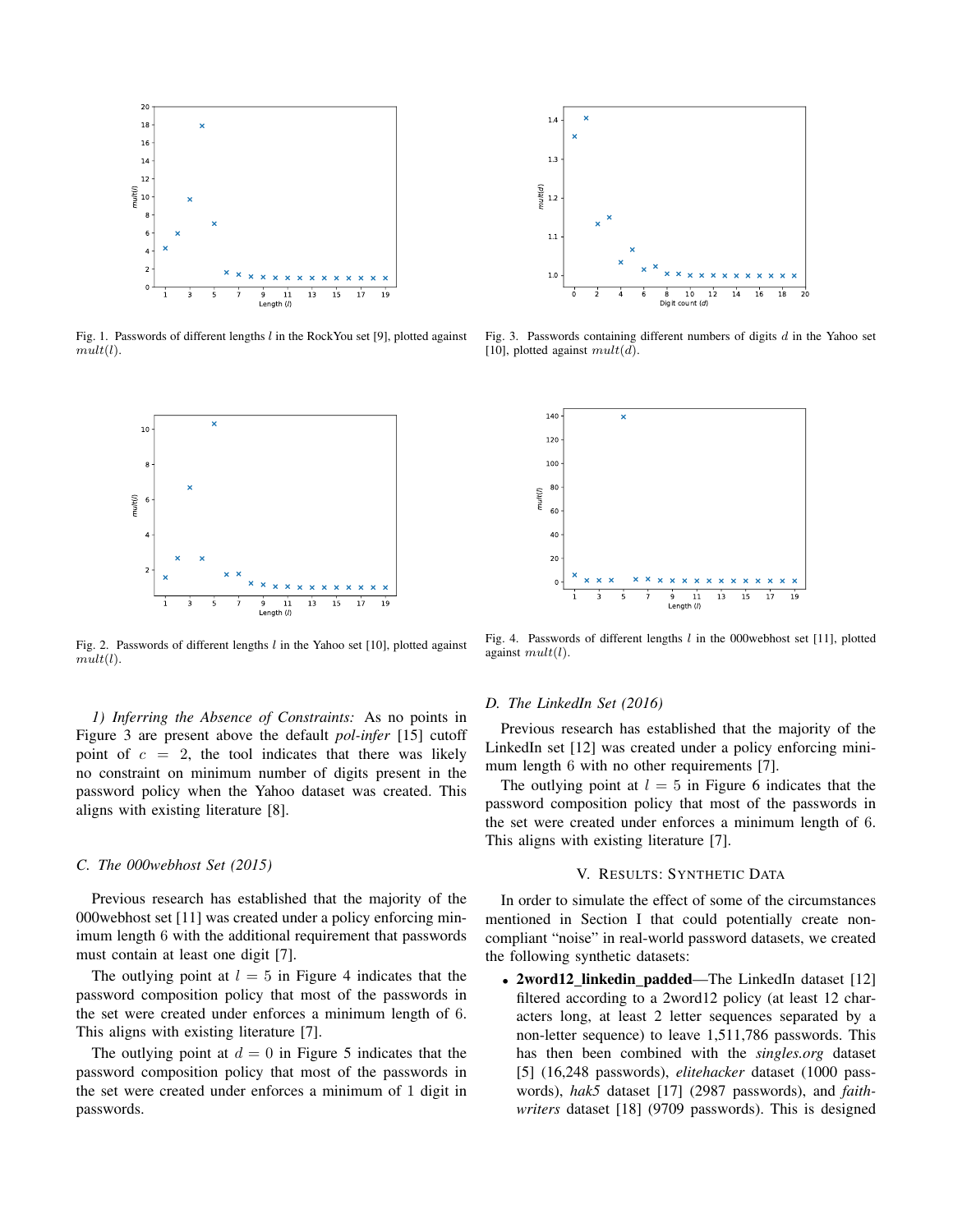Fig. 1. Passwords of different lengths $l$ in the RockYou set [9], plotted against $mult(l)$.

Fig. 2. Passwords of different lengths $l$ in the Yahoo set [10], plotted against $mult(l)$.

Fig. 3. Passwords containing different numbers of digits $d$ in the Yahoo set [10], plotted against $mult(d)$.

Fig. 4. Passwords of different lengths $l$ in the 000webhost set [11], plotted against $mult(l)$.

*1) Inferring the Absence of Constraints:* As no points in Figure 3 are present above the default *pol-infer* [15] cutoff point of $c = 2$, the tool indicates that there was likely no constraint on minimum number of digits present in the password policy when the Yahoo dataset was created. This aligns with existing literature [8].

### C. The 000webhost Set (2015)

Previous research has established that the majority of the 000webhost set [11] was created under a policy enforcing minimum length 6 with the additional requirement that passwords must contain at least one digit [7].

The outlying point at $l = 5$ in Figure 4 indicates that the password composition policy that most of the passwords in the set were created under enforces a minimum length of 6. This aligns with existing literature [7].

The outlying point at $d = 0$ in Figure 5 indicates that the password composition policy that most of the passwords in the set were created under enforces a minimum of 1 digit in passwords.

### D. The LinkedIn Set (2016)

Previous research has established that the majority of the LinkedIn set [12] was created under a policy enforcing minimum length 6 with no other requirements [7].

The outlying point at $l = 5$ in Figure 6 indicates that the password composition policy that most of the passwords in the set were created under enforces a minimum length of 6. This aligns with existing literature [7].

## V. Results: Synthetic Data

In order to simulate the effect of some of the circumstances mentioned in Section I that could potentially create non-compliant "noise" in real-world password datasets, we created the following synthetic datasets:

- **2word12_linkedin_padded**—The LinkedIn dataset [12] filtered according to a 2word12 policy (at least 12 characters long, at least 2 letter sequences separated by a non-letter sequence) to leave 1,511,786 passwords. This has then been combined with the *singles.org* dataset [5] (16,248 passwords), *elitehacker* dataset (1000 passwords), *hak5* dataset [17] (2987 passwords), and *faithwriters* dataset [18] (9709 passwords). This is designed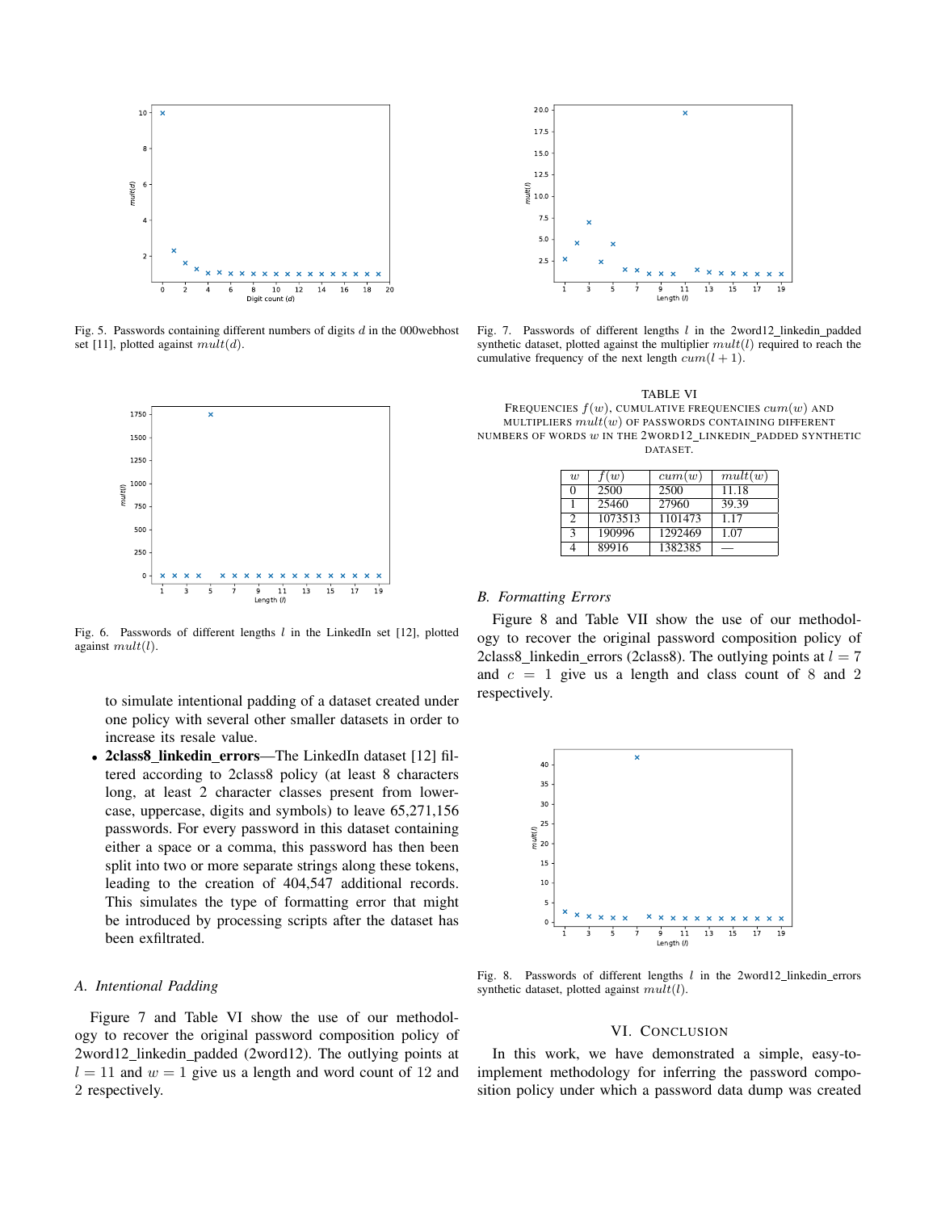Fig. 5. Passwords containing different numbers of digits $d$ in the 000webhost set [11], plotted against $mult(d)$.

Fig. 6. Passwords of different lengths $l$ in the LinkedIn set [12], plotted against $mult(l)$.

to simulate intentional padding of a dataset created under one policy with several other smaller datasets in order to increase its resale value.

- **2class8_linkedin_errors**—The LinkedIn dataset [12] filtered according to 2class8 policy (at least 8 characters long, at least 2 character classes present from lowercase, uppercase, digits and symbols) to leave 65,271,156 passwords. For every password in this dataset containing either a space or a comma, this password has then been split into two or more separate strings along these tokens, leading to the creation of 404,547 additional records. This simulates the type of formatting error that might be introduced by processing scripts after the dataset has been exfiltrated.

### A. Intentional Padding

Figure 7 and Table VI show the use of our methodology to recover the original password composition policy of 2word12_linkedin_padded (2word12). The outlying points at $l = 11$ and $w = 1$ give us a length and word count of 12 and 2 respectively.

Fig. 7. Passwords of different lengths $l$ in the 2word12_linkedin_padded synthetic dataset, plotted against the multiplier $mult(l)$ required to reach the cumulative frequency of the next length $cum(l + 1)$.

TABLE VI
FREQUENCIES $f(w)$, CUMULATIVE FREQUENCIES $cum(w)$ AND MULTIPLIERS $mult(w)$ OF PASSWORDS CONTAINING DIFFERENT NUMBERS OF WORDS $w$ IN THE 2WORD12_LINKEDIN_PADDED SYNTHETIC DATASET.

| $w$ | $f(w)$ | $cum(w)$ | $mult(w)$ |
|---|---|---|---|
| 0 | 2500 | 2500 | 11.18 |
| 1 | 25460 | 27960 | 39.39 |
| 2 | 1073513 | 1101473 | 1.17 |
| 3 | 190996 | 1292469 | 1.07 |
| 4 | 89916 | 1382385 | — |

### B. Formatting Errors

Figure 8 and Table VII show the use of our methodology to recover the original password composition policy of 2class8_linkedin_errors (2class8). The outlying points at $l = 7$ and $c = 1$ give us a length and class count of 8 and 2 respectively.

Fig. 8. Passwords of different lengths $l$ in the 2word12_linkedin_errors synthetic dataset, plotted against $mult(l)$.

## VI. CONCLUSION

In this work, we have demonstrated a simple, easy-to-implement methodology for inferring the password composition policy under which a password data dump was created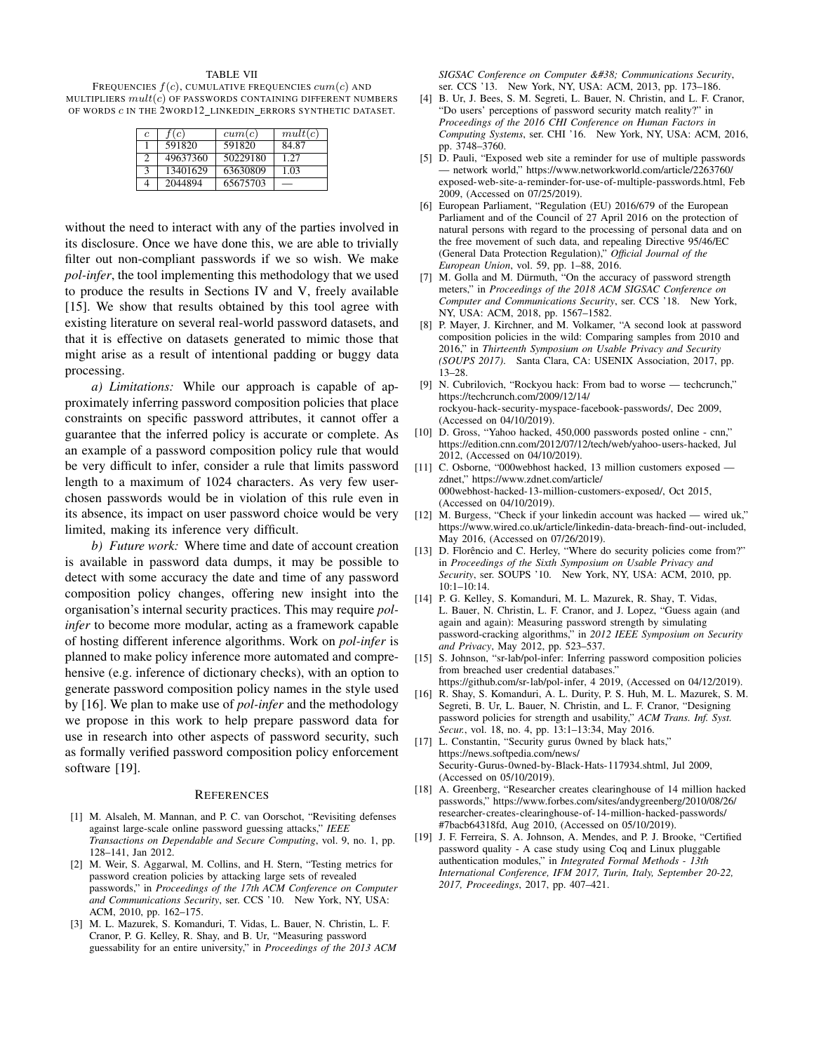TABLE VII
FREQUENCIES $f(c)$, CUMULATIVE FREQUENCIES $cum(c)$ AND MULTIPLIERS $mult(c)$ OF PASSWORDS CONTAINING DIFFERENT NUMBERS OF WORDS $c$ IN THE 2WORD12_LINKEDIN_ERRORS SYNTHETIC DATASET.

| $c$ | $f(c)$ | $cum(c)$ | $mult(c)$ |
|---|---|---|---|
| 1 | 591820 | 591820 | 84.87 |
| 2 | 49637360 | 50229180 | 1.27 |
| 3 | 13401629 | 63630809 | 1.03 |
| 4 | 2044894 | 65675703 | — |

without the need to interact with any of the parties involved in its disclosure. Once we have done this, we are able to trivially filter out non-compliant passwords if we so wish. We make *pol-infer*, the tool implementing this methodology that we used to produce the results in Sections IV and V, freely available [15]. We show that results obtained by this tool agree with existing literature on several real-world password datasets, and that it is effective on datasets generated to mimic those that might arise as a result of intentional padding or buggy data processing.

*a) Limitations:* While our approach is capable of approximately inferring password composition policies that place constraints on specific password attributes, it cannot offer a guarantee that the inferred policy is accurate or complete. As an example of a password composition policy rule that would be very difficult to infer, consider a rule that limits password length to a maximum of 1024 characters. As very few user-chosen passwords would be in violation of this rule even in its absence, its impact on user password choice would be very limited, making its inference very difficult.

*b) Future work:* Where time and date of account creation is available in password data dumps, it may be possible to detect with some accuracy the date and time of any password composition policy changes, offering new insight into the organisation's internal security practices. This may require *pol-infer* to become more modular, acting as a framework capable of hosting different inference algorithms. Work on *pol-infer* is planned to make policy inference more automated and comprehensive (e.g. inference of dictionary checks), with an option to generate password composition policy names in the style used by [16]. We plan to make use of *pol-infer* and the methodology we propose in this work to help prepare password data for use in research into other aspects of password security, such as formally verified password composition policy enforcement software [19].

## REFERENCES

[1] M. Alsaleh, M. Mannan, and P. C. van Oorschot, "Revisiting defenses against large-scale online password guessing attacks," *IEEE Transactions on Dependable and Secure Computing*, vol. 9, no. 1, pp. 128–141, Jan 2012.

[2] M. Weir, S. Aggarwal, M. Collins, and H. Stern, "Testing metrics for password creation policies by attacking large sets of revealed passwords," in *Proceedings of the 17th ACM Conference on Computer and Communications Security*, ser. CCS '10. New York, NY, USA: ACM, 2010, pp. 162–175.

[3] M. L. Mazurek, S. Komanduri, T. Vidas, L. Bauer, N. Christin, L. F. Cranor, P. G. Kelley, R. Shay, and B. Ur, "Measuring password guessability for an entire university," in *Proceedings of the 2013 ACM SIGSAC Conference on Computer &#38; Communications Security*, ser. CCS '13. New York, NY, USA: ACM, 2013, pp. 173–186.

[4] B. Ur, J. Bees, S. M. Segreti, L. Bauer, N. Christin, and L. F. Cranor, "Do users' perceptions of password security match reality?" in *Proceedings of the 2016 CHI Conference on Human Factors in Computing Systems*, ser. CHI '16. New York, NY, USA: ACM, 2016, pp. 3748–3760.

[5] D. Pauli, "Exposed web site a reminder for use of multiple passwords — network world," https://www.networkworld.com/article/2263760/exposed-web-site-a-reminder-for-use-of-multiple-passwords.html, Feb 2009, (Accessed on 07/25/2019).

[6] European Parliament, "Regulation (EU) 2016/679 of the European Parliament and of the Council of 27 April 2016 on the protection of natural persons with regard to the processing of personal data and on the free movement of such data, and repealing Directive 95/46/EC (General Data Protection Regulation)," *Official Journal of the European Union*, vol. 59, pp. 1–88, 2016.

[7] M. Golla and M. Dürmuth, "On the accuracy of password strength meters," in *Proceedings of the 2018 ACM SIGSAC Conference on Computer and Communications Security*, ser. CCS '18. New York, NY, USA: ACM, 2018, pp. 1567–1582.

[8] P. Mayer, J. Kirchner, and M. Volkamer, "A second look at password composition policies in the wild: Comparing samples from 2010 and 2016," in *Thirteenth Symposium on Usable Privacy and Security (SOUPS 2017)*. Santa Clara, CA: USENIX Association, 2017, pp. 13–28.

[9] N. Cubrilovich, "Rockyou hack: From bad to worse — techcrunch," https://techcrunch.com/2009/12/14/rockyou-hack-security-myspace-facebook-passwords/, Dec 2009, (Accessed on 04/10/2019).

[10] D. Gross, "Yahoo hacked, 450,000 passwords posted online - cnn," https://edition.cnn.com/2012/07/12/tech/web/yahoo-users-hacked, Jul 2012, (Accessed on 04/10/2019).

[11] C. Osborne, "000webhost hacked, 13 million customers exposed — zdnet," https://www.zdnet.com/article/000webhost-hacked-13-million-customers-exposed/, Oct 2015, (Accessed on 04/10/2019).

[12] M. Burgess, "Check if your linkedin account was hacked — wired uk," https://www.wired.co.uk/article/linkedin-data-breach-find-out-included, May 2016, (Accessed on 07/26/2019).

[13] D. Florêncio and C. Herley, "Where do security policies come from?" in *Proceedings of the Sixth Symposium on Usable Privacy and Security*, ser. SOUPS '10. New York, NY, USA: ACM, 2010, pp. 10:1–10:14.

[14] P. G. Kelley, S. Komanduri, M. L. Mazurek, R. Shay, T. Vidas, L. Bauer, N. Christin, L. F. Cranor, and J. Lopez, "Guess again (and again and again): Measuring password strength by simulating password-cracking algorithms," in *2012 IEEE Symposium on Security and Privacy*, May 2012, pp. 523–537.

[15] S. Johnson, "sr-lab/pol-infer: Inferring password composition policies from breached user credential databases." https://github.com/sr-lab/pol-infer, 4 2019, (Accessed on 04/12/2019).

[16] R. Shay, S. Komanduri, A. L. Durity, P. S. Huh, M. L. Mazurek, S. M. Segreti, B. Ur, L. Bauer, N. Christin, and L. F. Cranor, "Designing password policies for strength and usability," *ACM Trans. Inf. Syst. Secur.*, vol. 18, no. 4, pp. 13:1–13:34, May 2016.

[17] L. Constantin, "Security gurus 0wned by black hats," https://news.softpedia.com/news/Security-Gurus-0wned-by-Black-Hats-117934.shtml, Jul 2009, (Accessed on 05/10/2019).

[18] A. Greenberg, "Researcher creates clearinghouse of 14 million hacked passwords," https://www.forbes.com/sites/andygreenberg/2010/08/26/researcher-creates-clearinghouse-of-14-million-hacked-passwords/#7bacb64318fd, Aug 2010, (Accessed on 05/10/2019).

[19] J. F. Ferreira, S. A. Johnson, A. Mendes, and P. J. Brooke, "Certified password quality - A case study using Coq and Linux pluggable authentication modules," in *Integrated Formal Methods - 13th International Conference, IFM 2017, Turin, Italy, September 20-22, 2017, Proceedings*, 2017, pp. 407–421.